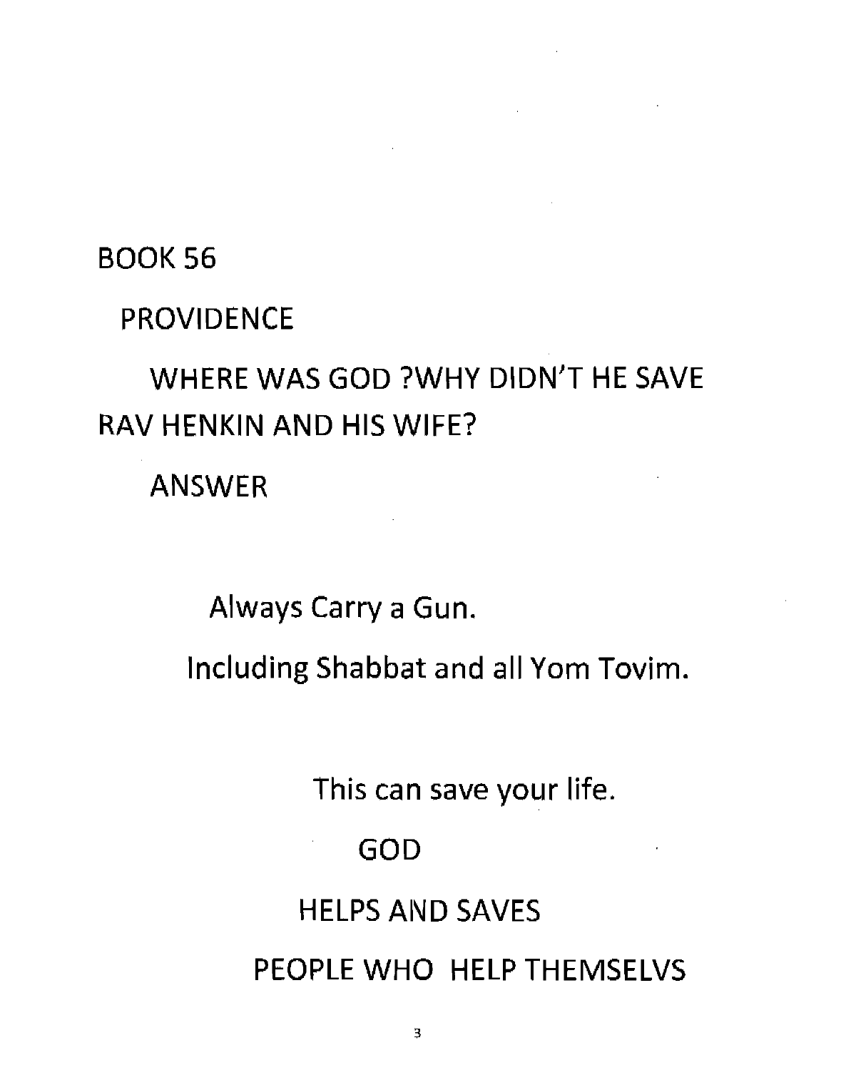BOOK 56

PROVIDENCE

WHERE WAS GOD ?WHY DIDN'T HE SAVE RAV HENKIN AND HIS WIFE?

ANSWER

Always Carry a Gun.

Including Shabbat and all Yom Tovim.

This can save your life.

GOD

HELPS AND SAVES

PEOPLE WHO HELP THEMSELVS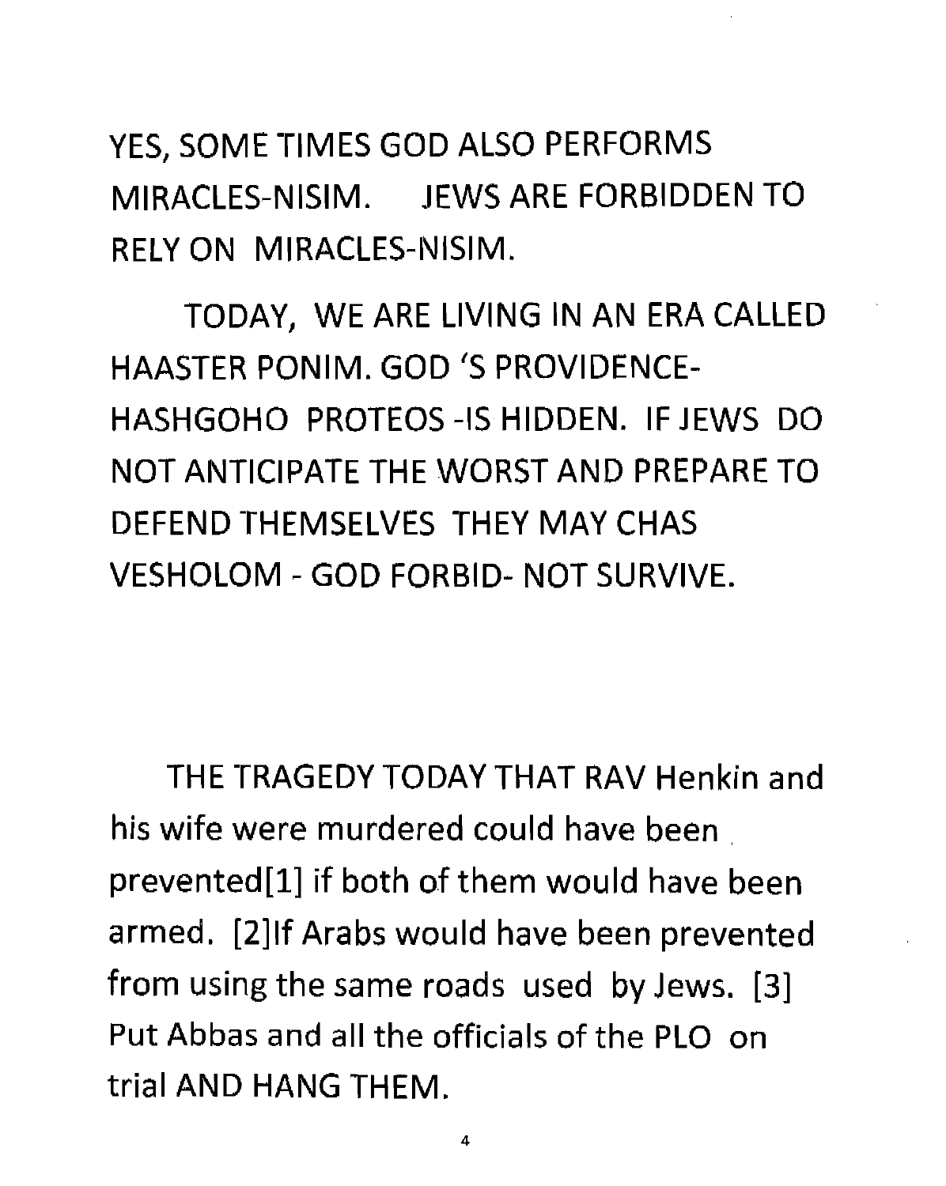YES, SOME TIMES GOD ALSO PERFORMS MIRACLES-NISIM. JEWS ARE FORBIDDEN TO RELY ON MIRACLES-NISIM.

TODAY, WE ARE LIVING IN AN ERA CALLED HAASTER PONIM. GOD 'S PROVIDENCE-HASHGOHO PROTEOS -IS HIDDEN. IF JEWS DO NOT ANTICIPATE THE WORST AND PREPARE TO DEFEND THEMSELVES THEY MAY CHAS VESHOLOM - GOD FORBID- NOT SURVIVE.

THE TRAGEDY TODAY THAT RAV Henkin and his wife were murdered could have been prevented[1] if both of them would have been armed. [2]If Arabs would have been prevented from using the same roads used by Jews. [3] Put Abbas and all the officials of the PLO on trial AND HANG THEM.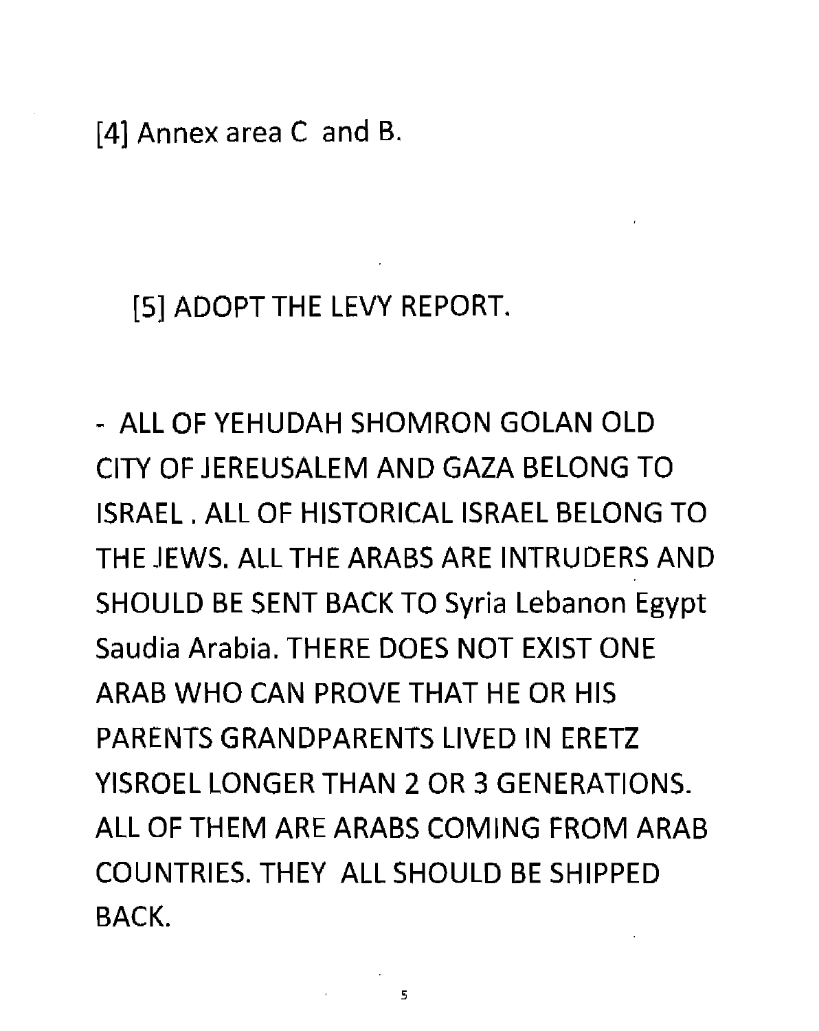[4] Annex area C and B.

[5] ADOPT THE LEVY REPORT.

- ALL OF YEHUDAH SHOMRON GOLAN OLD CITY OF JEREUSALEM AND GAZA BELONG TO ISRAEL . ALL OF HISTORICAL ISRAEL BELONG TO THE JEWS. ALL THE ARABS ARE INTRUDERS AND SHOULD BE SENT BACK TO Syria Lebanon Egypt Saudia Arabia. THERE DOES NOT EXIST ONE ARAB WHO CAN PROVE THAT HE OR HIS PARENTS GRANDPARENTS LIVED IN ERETZ YISROEL LONGER THAN 2 OR 3 GENERATIONS. ALL OF THEM ARE ARABS COMING FROM ARAB COUNTRIES. THEY ALL SHOULD BE SHIPPED BACK.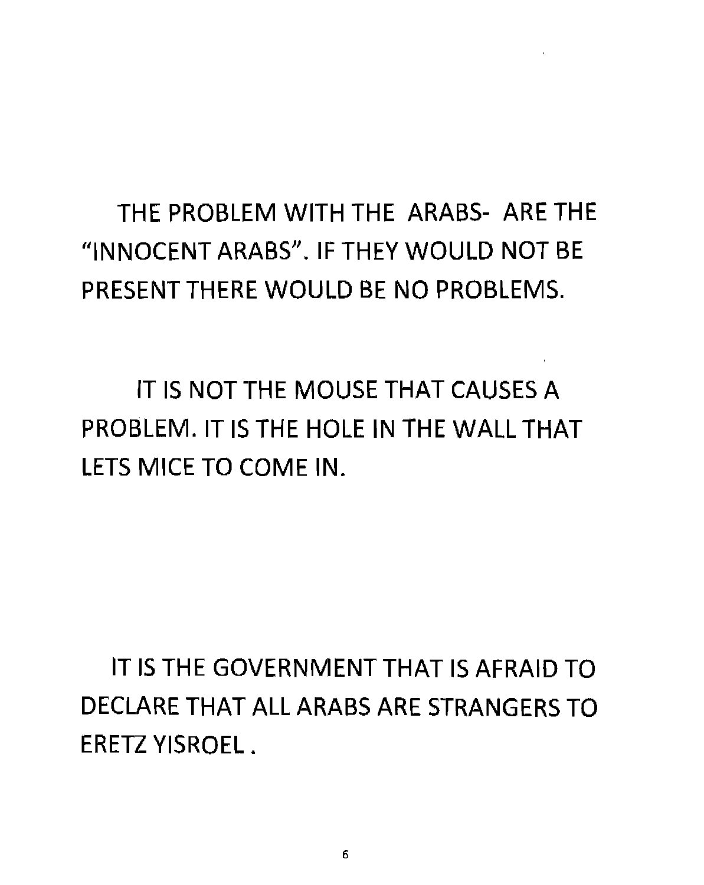THE PROBLEM WITH THE ARABS- ARE THE "INNOCENT ARABS". IF THEY WOULD NOT BE PRESENT THERE WOULD BE NO PROBLEMS.

IT IS NOT THE MOUSE THAT CAUSES A PROBLEM. IT IS THE HOLE IN THE WALL THAT LETS MICE TO COME IN.

IT IS THE GOVERNMENT THAT IS AFRAID TO DECLARE THAT ALL ARABS ARE STRANGERS TO ERETZ YISROEL .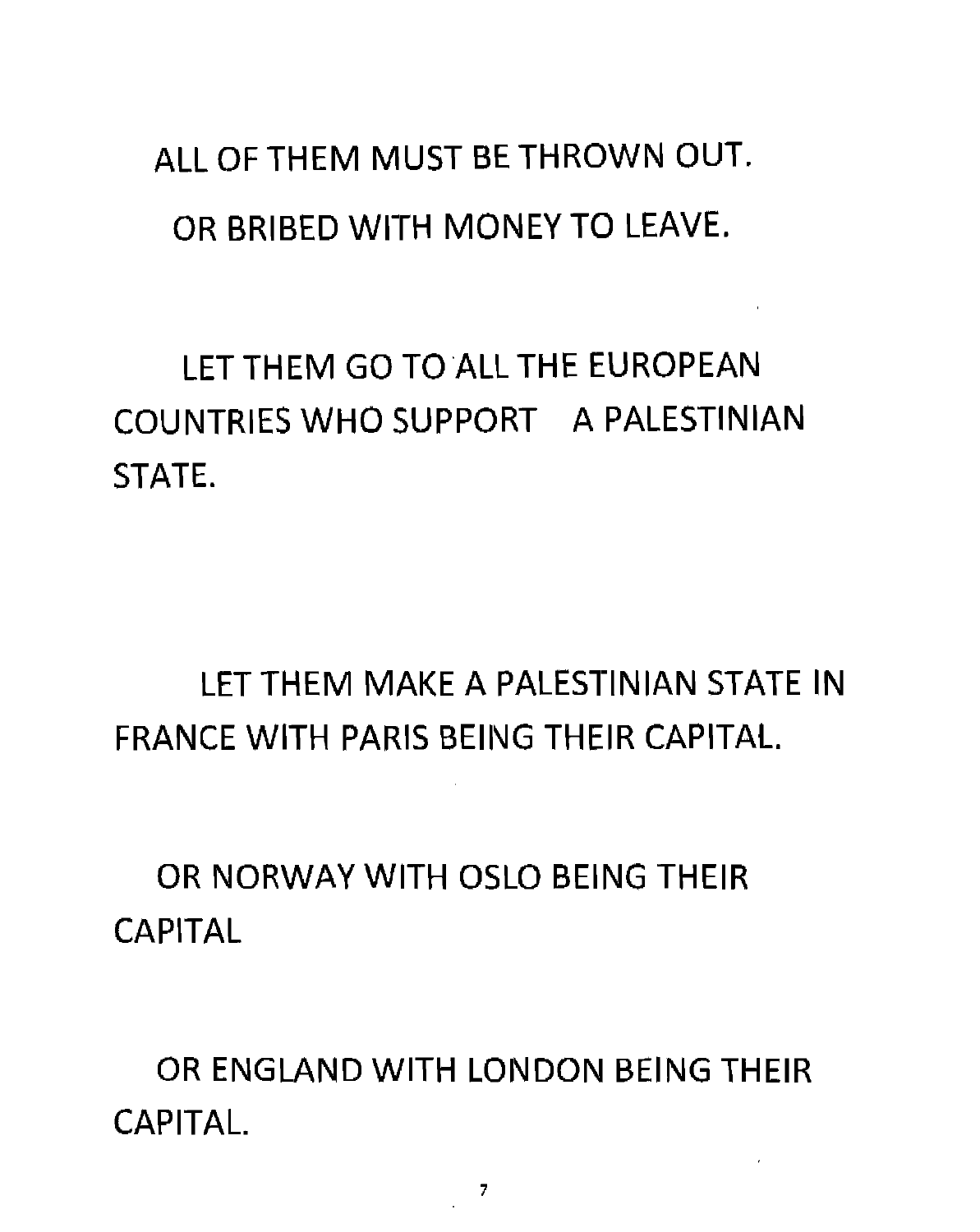ALL OF THEM MUST BE THROWN OUT.

OR BRIBED WITH MONEY TO LEAVE.

LET THEM GO TO ALL THE EUROPEAN COUNTRIES WHO SUPPORT A PALESTINIAN STATE.

LET THEM MAKE A PALESTINIAN STATE IN FRANCE WITH PARIS BEING THEIR CAPITAL.

OR NORWAY WITH OSLO BEING THEIR CAPITAL

OR ENGLAND WITH LONDON BEING THEIR CAPITAL.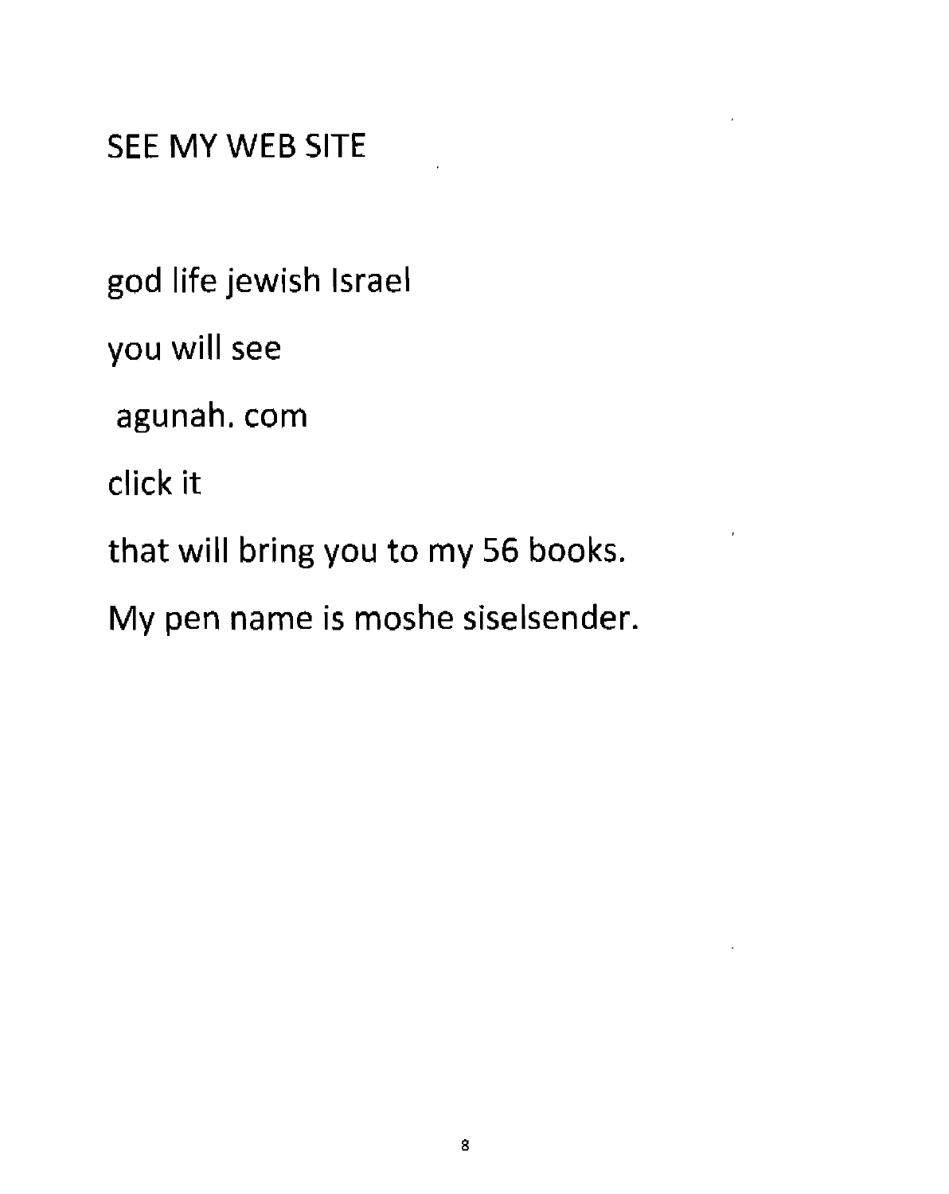SEE MY WEB SITE

god life jewish Israel

you will see

agunah. com

click it

that will bring you to my 56 books.

My pen name is moshe siselsender.